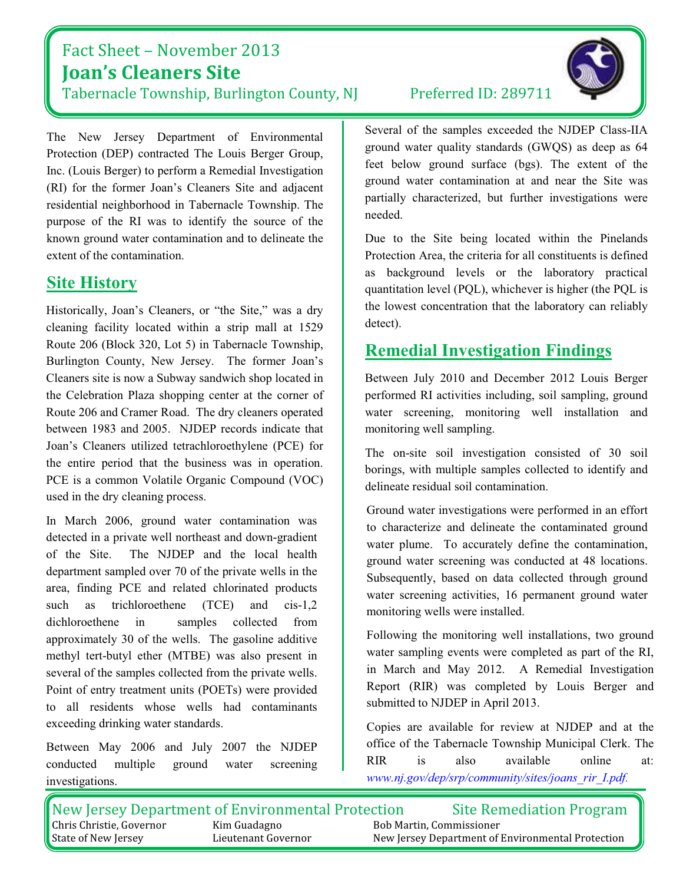# Fact Sheet – November 2013

## Joan's Cleaners Site

Tabernacle Township, Burlington County, NJ    Preferred ID: 289711

The New Jersey Department of Environmental Protection (DEP) contracted The Louis Berger Group, Inc. (Louis Berger) to perform a Remedial Investigation (RI) for the former Joan's Cleaners Site and adjacent residential neighborhood in Tabernacle Township. The purpose of the RI was to identify the source of the known ground water contamination and to delineate the extent of the contamination.

## Site History

Historically, Joan's Cleaners, or "the Site," was a dry cleaning facility located within a strip mall at 1529 Route 206 (Block 320, Lot 5) in Tabernacle Township, Burlington County, New Jersey. The former Joan's Cleaners site is now a Subway sandwich shop located in the Celebration Plaza shopping center at the corner of Route 206 and Cramer Road. The dry cleaners operated between 1983 and 2005. NJDEP records indicate that Joan's Cleaners utilized tetrachloroethylene (PCE) for the entire period that the business was in operation. PCE is a common Volatile Organic Compound (VOC) used in the dry cleaning process.

In March 2006, ground water contamination was detected in a private well northeast and down-gradient of the Site. The NJDEP and the local health department sampled over 70 of the private wells in the area, finding PCE and related chlorinated products such as trichloroethene (TCE) and cis-1,2 dichloroethene in samples collected from approximately 30 of the wells. The gasoline additive methyl tert-butyl ether (MTBE) was also present in several of the samples collected from the private wells. Point of entry treatment units (POETs) were provided to all residents whose wells had contaminants exceeding drinking water standards.

Between May 2006 and July 2007 the NJDEP conducted multiple ground water screening investigations. Several of the samples exceeded the NJDEP Class-IIA ground water quality standards (GWQS) as deep as 64 feet below ground surface (bgs). The extent of the ground water contamination at and near the Site was partially characterized, but further investigations were needed.

Due to the Site being located within the Pinelands Protection Area, the criteria for all constituents is defined as background levels or the laboratory practical quantitation level (PQL), whichever is higher (the PQL is the lowest concentration that the laboratory can reliably detect).

## Remedial Investigation Findings

Between July 2010 and December 2012 Louis Berger performed RI activities including, soil sampling, ground water screening, monitoring well installation and monitoring well sampling.

The on-site soil investigation consisted of 30 soil borings, with multiple samples collected to identify and delineate residual soil contamination.

Ground water investigations were performed in an effort to characterize and delineate the contaminated ground water plume. To accurately define the contamination, ground water screening was conducted at 48 locations. Subsequently, based on data collected through ground water screening activities, 16 permanent ground water monitoring wells were installed.

Following the monitoring well installations, two ground water sampling events were completed as part of the RI, in March and May 2012. A Remedial Investigation Report (RIR) was completed by Louis Berger and submitted to NJDEP in April 2013.

Copies are available for review at NJDEP and at the office of the Tabernacle Township Municipal Clerk. The RIR is also available online at: *www.nj.gov/dep/srp/community/sites/joans_rir_I.pdf.*

New Jersey Department of Environmental Protection    Site Remediation Program

Chris Christie, Governor, State of New Jersey    Kim Guadagno, Lieutenant Governor    Bob Martin, Commissioner, New Jersey Department of Environmental Protection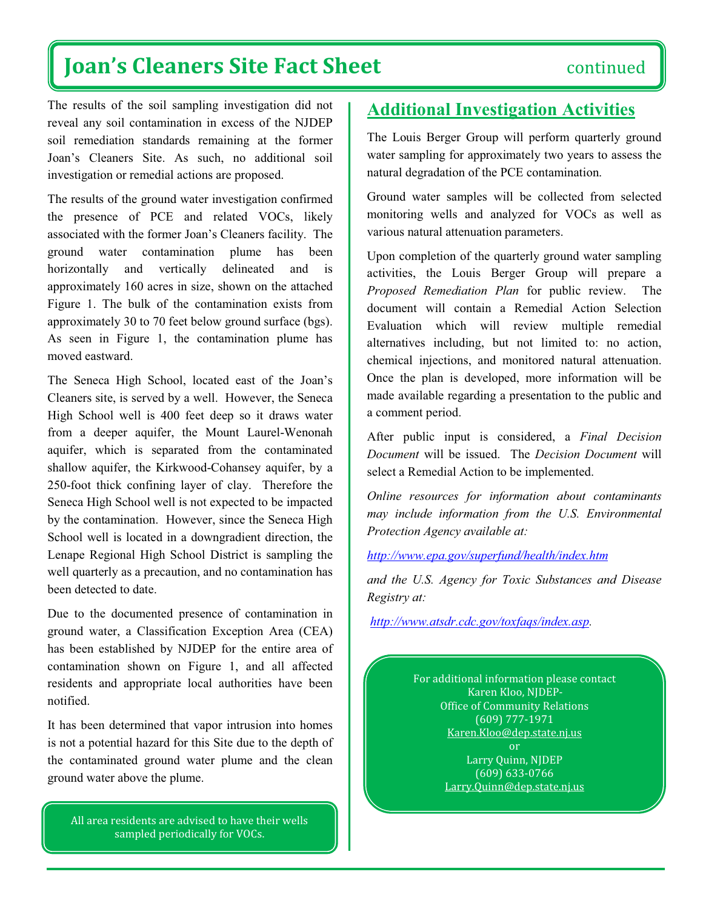# Joan's Cleaners Site Fact Sheet continued

The results of the soil sampling investigation did not reveal any soil contamination in excess of the NJDEP soil remediation standards remaining at the former Joan's Cleaners Site. As such, no additional soil investigation or remedial actions are proposed.

The results of the ground water investigation confirmed the presence of PCE and related VOCs, likely associated with the former Joan's Cleaners facility. The ground water contamination plume has been horizontally and vertically delineated and is approximately 160 acres in size, shown on the attached Figure 1. The bulk of the contamination exists from approximately 30 to 70 feet below ground surface (bgs). As seen in Figure 1, the contamination plume has moved eastward.

The Seneca High School, located east of the Joan's Cleaners site, is served by a well. However, the Seneca High School well is 400 feet deep so it draws water from a deeper aquifer, the Mount Laurel-Wenonah aquifer, which is separated from the contaminated shallow aquifer, the Kirkwood-Cohansey aquifer, by a 250-foot thick confining layer of clay. Therefore the Seneca High School well is not expected to be impacted by the contamination. However, since the Seneca High School well is located in a downgradient direction, the Lenape Regional High School District is sampling the well quarterly as a precaution, and no contamination has been detected to date.

Due to the documented presence of contamination in ground water, a Classification Exception Area (CEA) has been established by NJDEP for the entire area of contamination shown on Figure 1, and all affected residents and appropriate local authorities have been notified.

It has been determined that vapor intrusion into homes is not a potential hazard for this Site due to the depth of the contaminated ground water plume and the clean ground water above the plume.

All area residents are advised to have their wells sampled periodically for VOCs.

## Additional Investigation Activities

The Louis Berger Group will perform quarterly ground water sampling for approximately two years to assess the natural degradation of the PCE contamination.

Ground water samples will be collected from selected monitoring wells and analyzed for VOCs as well as various natural attenuation parameters.

Upon completion of the quarterly ground water sampling activities, the Louis Berger Group will prepare a *Proposed Remediation Plan* for public review. The document will contain a Remedial Action Selection Evaluation which will review multiple remedial alternatives including, but not limited to: no action, chemical injections, and monitored natural attenuation. Once the plan is developed, more information will be made available regarding a presentation to the public and a comment period.

After public input is considered, a *Final Decision Document* will be issued. The *Decision Document* will select a Remedial Action to be implemented.

*Online resources for information about contaminants may include information from the U.S. Environmental Protection Agency available at:*

http://www.epa.gov/superfund/health/index.htm

*and the U.S. Agency for Toxic Substances and Disease Registry at:*

http://www.atsdr.cdc.gov/toxfaqs/index.asp.

For additional information please contact
Karen Kloo, NJDEP-
Office of Community Relations
(609) 777-1971
Karen.Kloo@dep.state.nj.us
or
Larry Quinn, NJDEP
(609) 633-0766
Larry.Quinn@dep.state.nj.us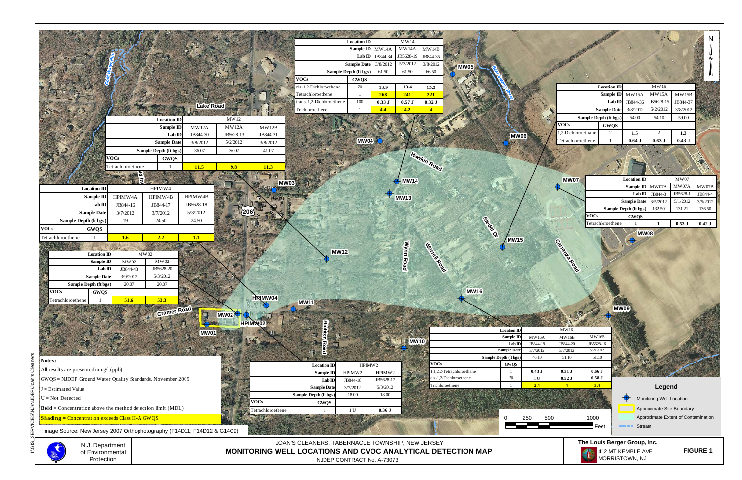| Location ID | | MW14 | | |
|---|---|---|---|---|
| Sample ID | | MW14A | MW14A | MW14B |
| Lab ID | | JB844-34 | JB5628-19 | JB844-35 |
| Sample Date | | 3/8/2012 | 5/3/2012 | 3/8/2012 |
| Sample Depth (ft bgs) | | 61.50 | 61.50 | 66.50 |
| VOCs | GWQS | | | |
| cis-1,2-Dichloroethene | 70 | **13.9** | **13.4** | **15.3** |
| Tetrachloroethene | 1 | **268** | **241** | **221** |
| trans-1,2-Dichloroethene | 100 | **0.33 J** | **0.57 J** | **0.32 J** |
| Trichloroethene | 1 | **4.4** | **4.2** | **4** |

| Location ID | | MW12 | | |
|---|---|---|---|---|
| Sample ID | | MW12A | MW12A | MW12B |
| Lab ID | | JB844-30 | JB5628-13 | JB844-31 |
| Sample Date | | 3/8/2012 | 5/2/2012 | 3/8/2012 |
| Sample Depth (ft bgs) | | 36.07 | 36.07 | 41.07 |
| VOCs | GWQS | | | |
| Tetrachloroethene | 1 | **11.5** | **9.8** | **11.3** |

| Location ID | | MW15 | | |
|---|---|---|---|---|
| Sample ID | | MW15A | MW15A | MW15B |
| Lab ID | | JB844-36 | JB5628-15 | JB844-37 |
| Sample Date | | 3/8/2012 | 5/2/2012 | 3/8/2012 |
| Sample Depth (ft bgs) | | 54.00 | 54.10 | 59.00 |
| VOCs | GWQS | | | |
| 1,2-Dichloroethane | 2 | **1.5** | **2** | **1.3** |
| Tetrachloroethene | 1 | **0.64 J** | **0.63 J** | **0.43 J** |

| Location ID | | HPIMW4 | | |
|---|---|---|---|---|
| Sample ID | | HPIMW4A | HPIMW4B | HPIMW4B |
| Lab ID | | JB844-16 | JB844-17 | JB5628-18 |
| Sample Date | | 3/7/2012 | 3/7/2012 | 5/3/2012 |
| Sample Depth (ft bgs) | | 19 | 24.50 | 24.50 |
| VOCs | GWQS | | | |
| Tetrachloroethene | 1 | **1.6** | **2.2** | **1.1** |

| Location ID | | MW07 | | |
|---|---|---|---|---|
| Sample ID | | MW07A | MW07A | MW07B |
| Lab ID | | JB844-3 | JB5628-1 | JB844-4 |
| Sample Date | | 3/5/2012 | 5/1/2012 | 3/5/2012 |
| Sample Depth (ft bgs) | | 132.50 | 131.21 | 136.50 |
| VOCs | GWQS | | | |
| Tetrachloroethene | 1 | **1** | **0.53 J** | **0.42 J** |

| Location ID | | MW02 | |
|---|---|---|---|
| Sample ID | | MW02 | MW02 |
| Lab ID | | JB844-43 | JB5628-20 |
| Sample Date | | 3/9/2012 | 5/3/2012 |
| Sample Depth (ft bgs) | | 20.07 | 20.07 |
| VOCs | GWQS | | |
| Tetrachloroethene | 1 | **51.6** | **53.3** |

| Location ID | | MW16 | | |
|---|---|---|---|---|
| Sample ID | | MW16A | MW16B | MW16B |
| Lab ID | | JB844-19 | JB844-20 | JB5628-16 |
| Sample Date | | 3/7/2012 | 3/7/2012 | 5/2/2012 |
| Sample Depth (ft bgs) | | 46.10 | 51.10 | 51.10 |
| VOCs | GWQS | | | |
| 1,1,2,2-Tetrachloroethane | 1 | **0.43 J** | **0.31 J** | **0.66 J** |
| cis-1,2-Dichloroethene | 70 | 1 U | **0.52 J** | **0.58 J** |
| Trichloroethene | 1 | **2.4** | **4** | **3.4** |

| Location ID | | HPIMW2 | |
|---|---|---|---|
| Sample ID | | HPIMW2 | HPIMW2 |
| Lab ID | | JB844-18 | JB5628-17 |
| Sample Date | | 3/7/2012 | 5/3/2012 |
| Sample Depth (ft bgs) | | 18.00 | 18.00 |
| VOCs | GWQS | | |
| Tetrachloroethene | 1 | 1 U | **0.36 J** |

Lake Road
Cold Water Run
Bear Swamp River
Hawkin Road
Riedel Dr
Wynn Road
Worrell Road
Carranza Road
Cramer Road
Richter Road
206

MW01 MW02 MW03 MW04 MW05 MW06 MW07 MW08 MW09 MW10 MW11 MW12 MW13 MW14 MW15 MW16 HPIMW02 HPIMW04

N

**Notes:**

All results are presented in ug/l (ppb)

GWQS = NJDEP Ground Water Quality Standards, November 2009

J = Estimated Value

U = Not Detected

**Bold** = Concentration above the method detection limit (MDL)

**Shading** = Concentration exceeds Class II-A GWQS

Image Source: New Jersey 2007 Orthophotography (F14D11, F14D12 & G14C9)

0 250 500 1000 Feet

**Legend**

Monitoring Well Location

Approximate Site Boundary

Approximate Extent of Contamination

Stream

N.J. Department of Environmental Protection

JOAN'S CLEANERS, TABERNACLE TOWNSHIP, NEW JERSEY

**MONITORING WELL LOCATIONS AND CVOC ANALYTICAL DETECTION MAP**

NJDEP CONTRACT No. A-73073

**The Louis Berger Group, Inc.**

412 MT KEMBLE AVE

MORRISTOWN, NJ

**FIGURE 1**

I:\GIS_SERVICES\NJ\NJDEP\Joan's Cleaners